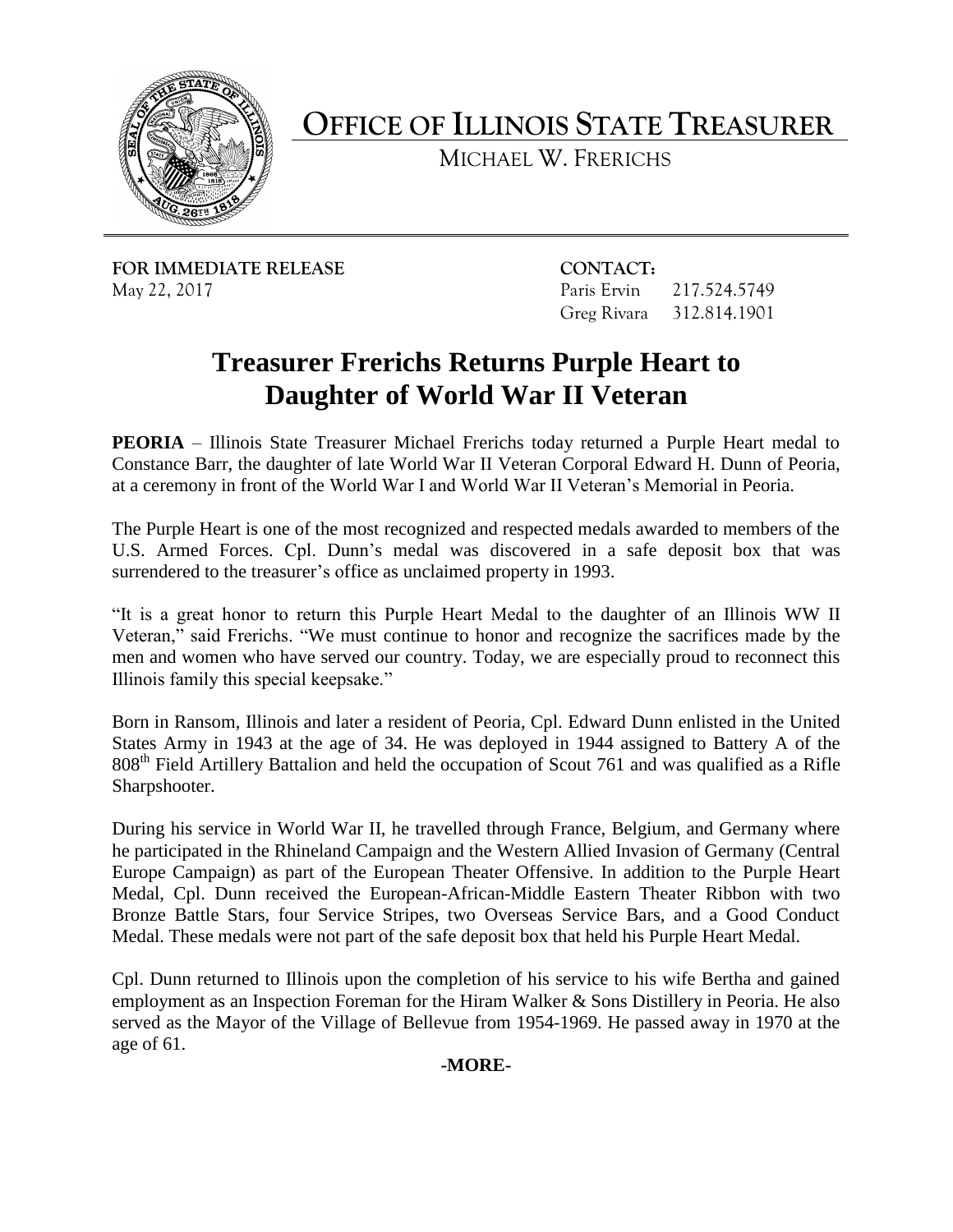# OFFICE OF ILLINOIS STATE TREASURER

MICHAEL W. FRERICHS

**FOR IMMEDIATE RELEASE**
May 22, 2017

**CONTACT:**
Paris Ervin 217.524.5749
Greg Rivara 312.814.1901

## Treasurer Frerichs Returns Purple Heart to Daughter of World War II Veteran

**PEORIA** – Illinois State Treasurer Michael Frerichs today returned a Purple Heart medal to Constance Barr, the daughter of late World War II Veteran Corporal Edward H. Dunn of Peoria, at a ceremony in front of the World War I and World War II Veteran's Memorial in Peoria.

The Purple Heart is one of the most recognized and respected medals awarded to members of the U.S. Armed Forces. Cpl. Dunn's medal was discovered in a safe deposit box that was surrendered to the treasurer's office as unclaimed property in 1993.

"It is a great honor to return this Purple Heart Medal to the daughter of an Illinois WW II Veteran," said Frerichs. "We must continue to honor and recognize the sacrifices made by the men and women who have served our country. Today, we are especially proud to reconnect this Illinois family this special keepsake."

Born in Ransom, Illinois and later a resident of Peoria, Cpl. Edward Dunn enlisted in the United States Army in 1943 at the age of 34. He was deployed in 1944 assigned to Battery A of the 808th Field Artillery Battalion and held the occupation of Scout 761 and was qualified as a Rifle Sharpshooter.

During his service in World War II, he travelled through France, Belgium, and Germany where he participated in the Rhineland Campaign and the Western Allied Invasion of Germany (Central Europe Campaign) as part of the European Theater Offensive. In addition to the Purple Heart Medal, Cpl. Dunn received the European-African-Middle Eastern Theater Ribbon with two Bronze Battle Stars, four Service Stripes, two Overseas Service Bars, and a Good Conduct Medal. These medals were not part of the safe deposit box that held his Purple Heart Medal.

Cpl. Dunn returned to Illinois upon the completion of his service to his wife Bertha and gained employment as an Inspection Foreman for the Hiram Walker & Sons Distillery in Peoria. He also served as the Mayor of the Village of Bellevue from 1954-1969. He passed away in 1970 at the age of 61.

**-MORE-**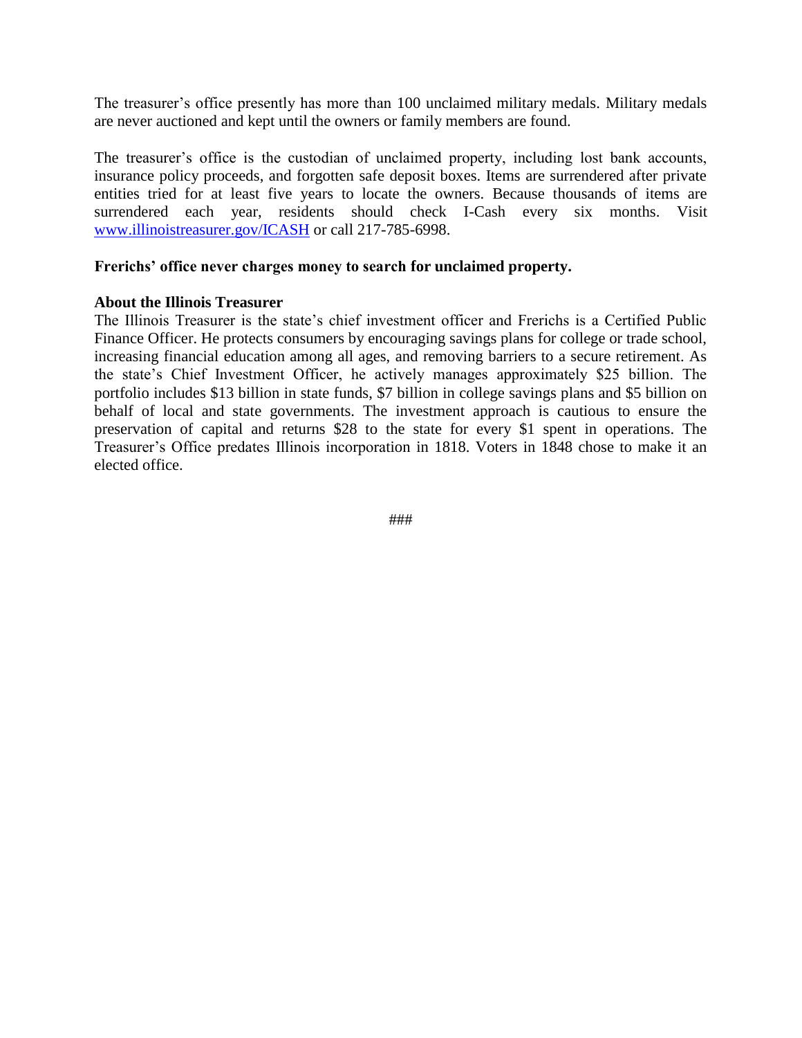The treasurer's office presently has more than 100 unclaimed military medals. Military medals are never auctioned and kept until the owners or family members are found.

The treasurer's office is the custodian of unclaimed property, including lost bank accounts, insurance policy proceeds, and forgotten safe deposit boxes. Items are surrendered after private entities tried for at least five years to locate the owners. Because thousands of items are surrendered each year, residents should check I-Cash every six months. Visit [www.illinoistreasurer.gov/ICASH](http://www.illinoistreasurer.gov/ICASH) or call 217-785-6998.

**Frerichs' office never charges money to search for unclaimed property.**

**About the Illinois Treasurer**

The Illinois Treasurer is the state's chief investment officer and Frerichs is a Certified Public Finance Officer. He protects consumers by encouraging savings plans for college or trade school, increasing financial education among all ages, and removing barriers to a secure retirement. As the state's Chief Investment Officer, he actively manages approximately $25 billion. The portfolio includes $13 billion in state funds, $7 billion in college savings plans and $5 billion on behalf of local and state governments. The investment approach is cautious to ensure the preservation of capital and returns $28 to the state for every $1 spent in operations. The Treasurer's Office predates Illinois incorporation in 1818. Voters in 1848 chose to make it an elected office.

###